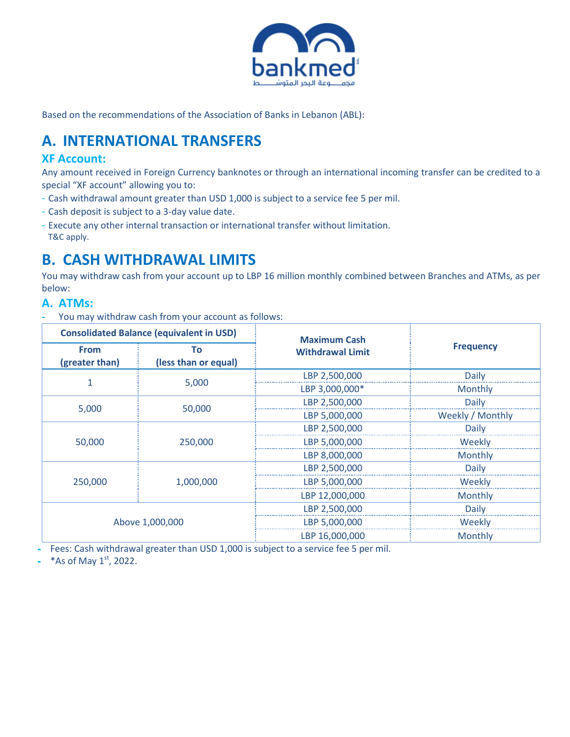Based on the recommendations of the Association of Banks in Lebanon (ABL):

# A. INTERNATIONAL TRANSFERS

## XF Account:

Any amount received in Foreign Currency banknotes or through an international incoming transfer can be credited to a special "XF account" allowing you to:

- Cash withdrawal amount greater than USD 1,000 is subject to a service fee 5 per mil.
- Cash deposit is subject to a 3-day value date.
- Execute any other internal transaction or international transfer without limitation.
  T&C apply.

# B. CASH WITHDRAWAL LIMITS

You may withdraw cash from your account up to LBP 16 million monthly combined between Branches and ATMs, as per below:

## A. ATMs:

- You may withdraw cash from your account as follows:

| Consolidated Balance (equivalent in USD) | | Maximum Cash Withdrawal Limit | Frequency |
|---|---|---|---|
| From (greater than) | To (less than or equal) | | |
| 1 | 5,000 | LBP 2,500,000 | Daily |
| | | LBP 3,000,000* | Monthly |
| 5,000 | 50,000 | LBP 2,500,000 | Daily |
| | | LBP 5,000,000 | Weekly / Monthly |
| 50,000 | 250,000 | LBP 2,500,000 | Daily |
| | | LBP 5,000,000 | Weekly |
| | | LBP 8,000,000 | Monthly |
| 250,000 | 1,000,000 | LBP 2,500,000 | Daily |
| | | LBP 5,000,000 | Weekly |
| | | LBP 12,000,000 | Monthly |
| Above 1,000,000 | | LBP 2,500,000 | Daily |
| | | LBP 5,000,000 | Weekly |
| | | LBP 16,000,000 | Monthly |

- Fees: Cash withdrawal greater than USD 1,000 is subject to a service fee 5 per mil.
- *As of May 1st, 2022.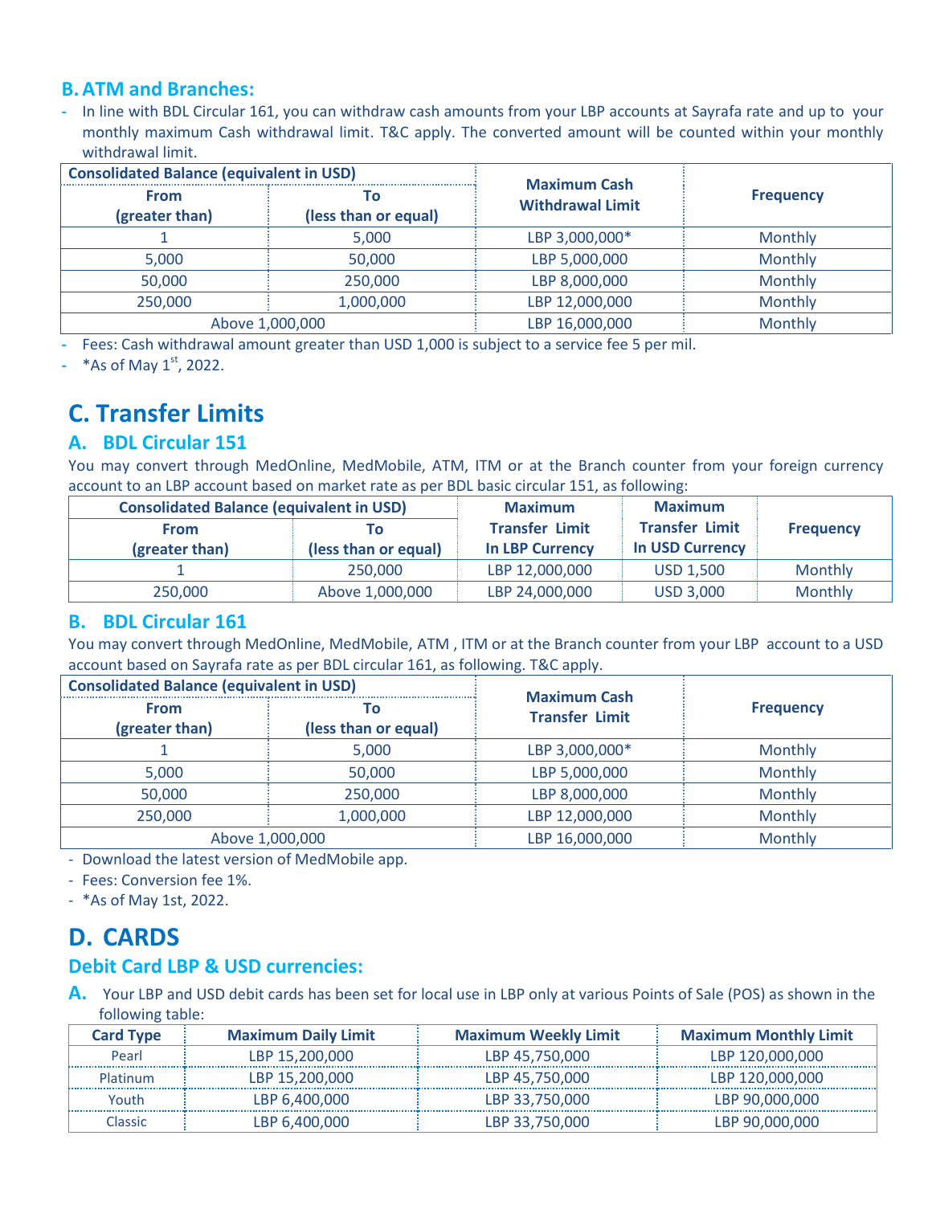## B. ATM and Branches:

- In line with BDL Circular 161, you can withdraw cash amounts from your LBP accounts at Sayrafa rate and up to your monthly maximum Cash withdrawal limit. T&C apply. The converted amount will be counted within your monthly withdrawal limit.

| Consolidated Balance (equivalent in USD) | | Maximum Cash Withdrawal Limit | Frequency |
|---|---|---|---|
| From (greater than) | To (less than or equal) | | |
| 1 | 5,000 | LBP 3,000,000* | Monthly |
| 5,000 | 50,000 | LBP 5,000,000 | Monthly |
| 50,000 | 250,000 | LBP 8,000,000 | Monthly |
| 250,000 | 1,000,000 | LBP 12,000,000 | Monthly |
| Above 1,000,000 | | LBP 16,000,000 | Monthly |

- Fees: Cash withdrawal amount greater than USD 1,000 is subject to a service fee 5 per mil.
- *As of May 1st, 2022.

# C. Transfer Limits

## A. BDL Circular 151

You may convert through MedOnline, MedMobile, ATM, ITM or at the Branch counter from your foreign currency account to an LBP account based on market rate as per BDL basic circular 151, as following:

| Consolidated Balance (equivalent in USD) | | Maximum Transfer Limit In LBP Currency | Maximum Transfer Limit In USD Currency | Frequency |
|---|---|---|---|---|
| From (greater than) | To (less than or equal) | | | |
| 1 | 250,000 | LBP 12,000,000 | USD 1,500 | Monthly |
| 250,000 | Above 1,000,000 | LBP 24,000,000 | USD 3,000 | Monthly |

## B. BDL Circular 161

You may convert through MedOnline, MedMobile, ATM , ITM or at the Branch counter from your LBP account to a USD account based on Sayrafa rate as per BDL circular 161, as following. T&C apply.

| Consolidated Balance (equivalent in USD) | | Maximum Cash Transfer Limit | Frequency |
|---|---|---|---|
| From (greater than) | To (less than or equal) | | |
| 1 | 5,000 | LBP 3,000,000* | Monthly |
| 5,000 | 50,000 | LBP 5,000,000 | Monthly |
| 50,000 | 250,000 | LBP 8,000,000 | Monthly |
| 250,000 | 1,000,000 | LBP 12,000,000 | Monthly |
| Above 1,000,000 | | LBP 16,000,000 | Monthly |

- Download the latest version of MedMobile app.
- Fees: Conversion fee 1%.
- *As of May 1st, 2022.

# D. CARDS

## Debit Card LBP & USD currencies:

**A.** Your LBP and USD debit cards has been set for local use in LBP only at various Points of Sale (POS) as shown in the following table:

| Card Type | Maximum Daily Limit | Maximum Weekly Limit | Maximum Monthly Limit |
|---|---|---|---|
| Pearl | LBP 15,200,000 | LBP 45,750,000 | LBP 120,000,000 |
| Platinum | LBP 15,200,000 | LBP 45,750,000 | LBP 120,000,000 |
| Youth | LBP 6,400,000 | LBP 33,750,000 | LBP 90,000,000 |
| Classic | LBP 6,400,000 | LBP 33,750,000 | LBP 90,000,000 |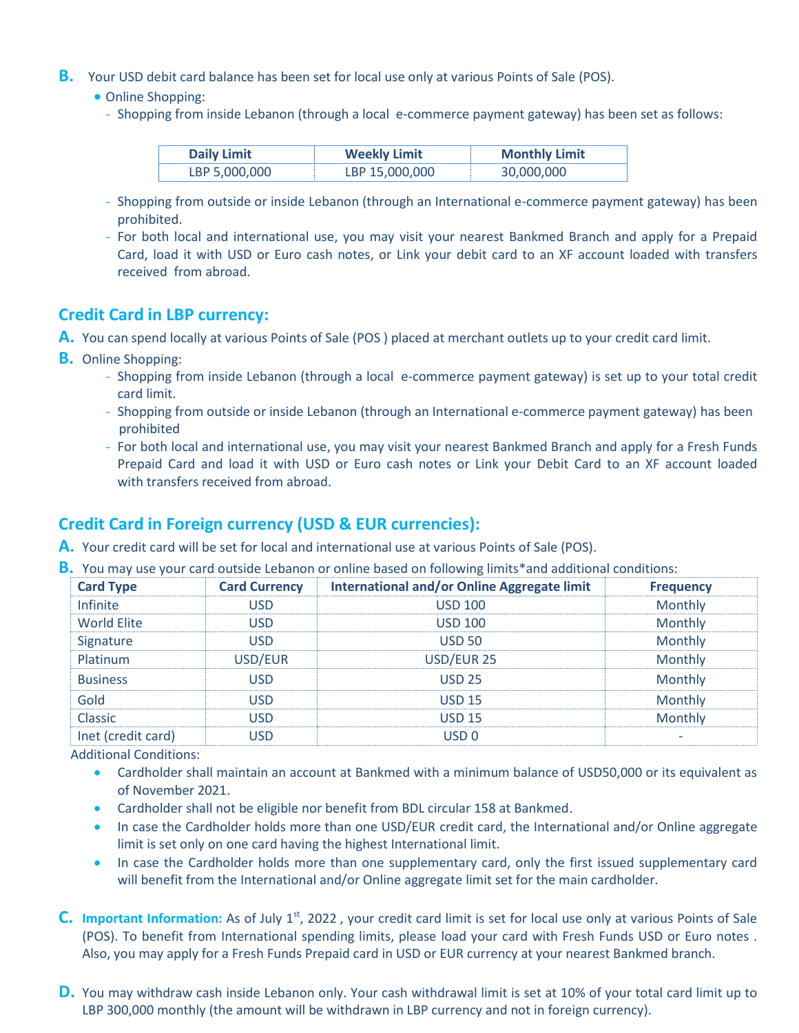**B.** Your USD debit card balance has been set for local use only at various Points of Sale (POS).

- Online Shopping:
  - Shopping from inside Lebanon (through a local e-commerce payment gateway) has been set as follows:

| Daily Limit | Weekly Limit | Monthly Limit |
|---|---|---|
| LBP 5,000,000 | LBP 15,000,000 | 30,000,000 |

  - Shopping from outside or inside Lebanon (through an International e-commerce payment gateway) has been prohibited.
  - For both local and international use, you may visit your nearest Bankmed Branch and apply for a Prepaid Card, load it with USD or Euro cash notes, or Link your debit card to an XF account loaded with transfers received from abroad.

## Credit Card in LBP currency:

**A.** You can spend locally at various Points of Sale (POS ) placed at merchant outlets up to your credit card limit.

**B.** Online Shopping:

- Shopping from inside Lebanon (through a local e-commerce payment gateway) is set up to your total credit card limit.
- Shopping from outside or inside Lebanon (through an International e-commerce payment gateway) has been prohibited
- For both local and international use, you may visit your nearest Bankmed Branch and apply for a Fresh Funds Prepaid Card and load it with USD or Euro cash notes or Link your Debit Card to an XF account loaded with transfers received from abroad.

## Credit Card in Foreign currency (USD & EUR currencies):

**A.** Your credit card will be set for local and international use at various Points of Sale (POS).

**B.** You may use your card outside Lebanon or online based on following limits*and additional conditions:

| Card Type | Card Currency | International and/or Online Aggregate limit | Frequency |
|---|---|---|---|
| Infinite | USD | USD 100 | Monthly |
| World Elite | USD | USD 100 | Monthly |
| Signature | USD | USD 50 | Monthly |
| Platinum | USD/EUR | USD/EUR 25 | Monthly |
| Business | USD | USD 25 | Monthly |
| Gold | USD | USD 15 | Monthly |
| Classic | USD | USD 15 | Monthly |
| Inet (credit card) | USD | USD 0 | - |

Additional Conditions:

- Cardholder shall maintain an account at Bankmed with a minimum balance of USD50,000 or its equivalent as of November 2021.
- Cardholder shall not be eligible nor benefit from BDL circular 158 at Bankmed.
- In case the Cardholder holds more than one USD/EUR credit card, the International and/or Online aggregate limit is set only on one card having the highest International limit.
- In case the Cardholder holds more than one supplementary card, only the first issued supplementary card will benefit from the International and/or Online aggregate limit set for the main cardholder.

**C.** **Important Information:** As of July 1st, 2022 , your credit card limit is set for local use only at various Points of Sale (POS). To benefit from International spending limits, please load your card with Fresh Funds USD or Euro notes . Also, you may apply for a Fresh Funds Prepaid card in USD or EUR currency at your nearest Bankmed branch.

**D.** You may withdraw cash inside Lebanon only. Your cash withdrawal limit is set at 10% of your total card limit up to LBP 300,000 monthly (the amount will be withdrawn in LBP currency and not in foreign currency).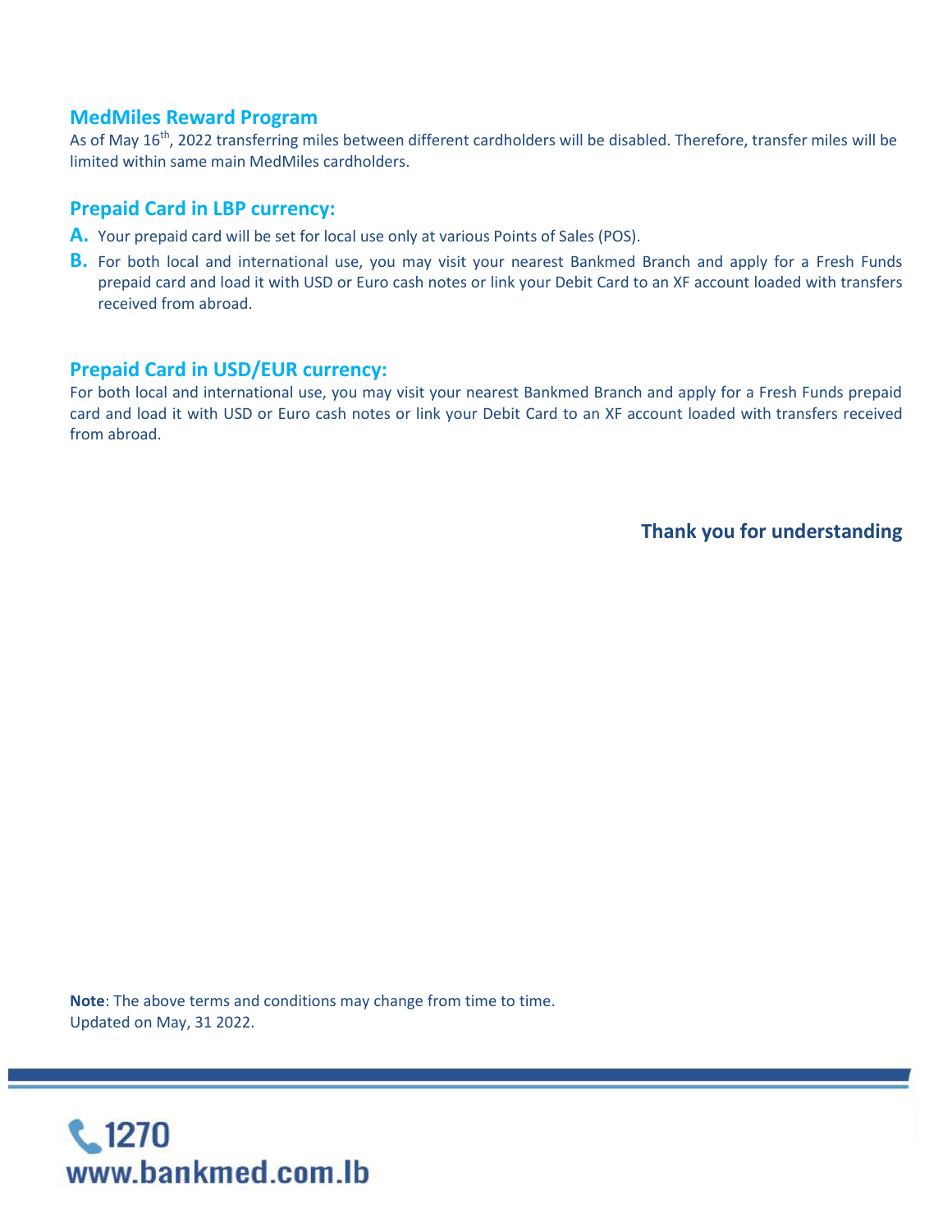## MedMiles Reward Program

As of May 16th, 2022 transferring miles between different cardholders will be disabled. Therefore, transfer miles will be limited within same main MedMiles cardholders.

## Prepaid Card in LBP currency:

**A.** Your prepaid card will be set for local use only at various Points of Sales (POS).

**B.** For both local and international use, you may visit your nearest Bankmed Branch and apply for a Fresh Funds prepaid card and load it with USD or Euro cash notes or link your Debit Card to an XF account loaded with transfers received from abroad.

## Prepaid Card in USD/EUR currency:

For both local and international use, you may visit your nearest Bankmed Branch and apply for a Fresh Funds prepaid card and load it with USD or Euro cash notes or link your Debit Card to an XF account loaded with transfers received from abroad.

**Thank you for understanding**

**Note**: The above terms and conditions may change from time to time.
Updated on May, 31 2022.

1270
www.bankmed.com.lb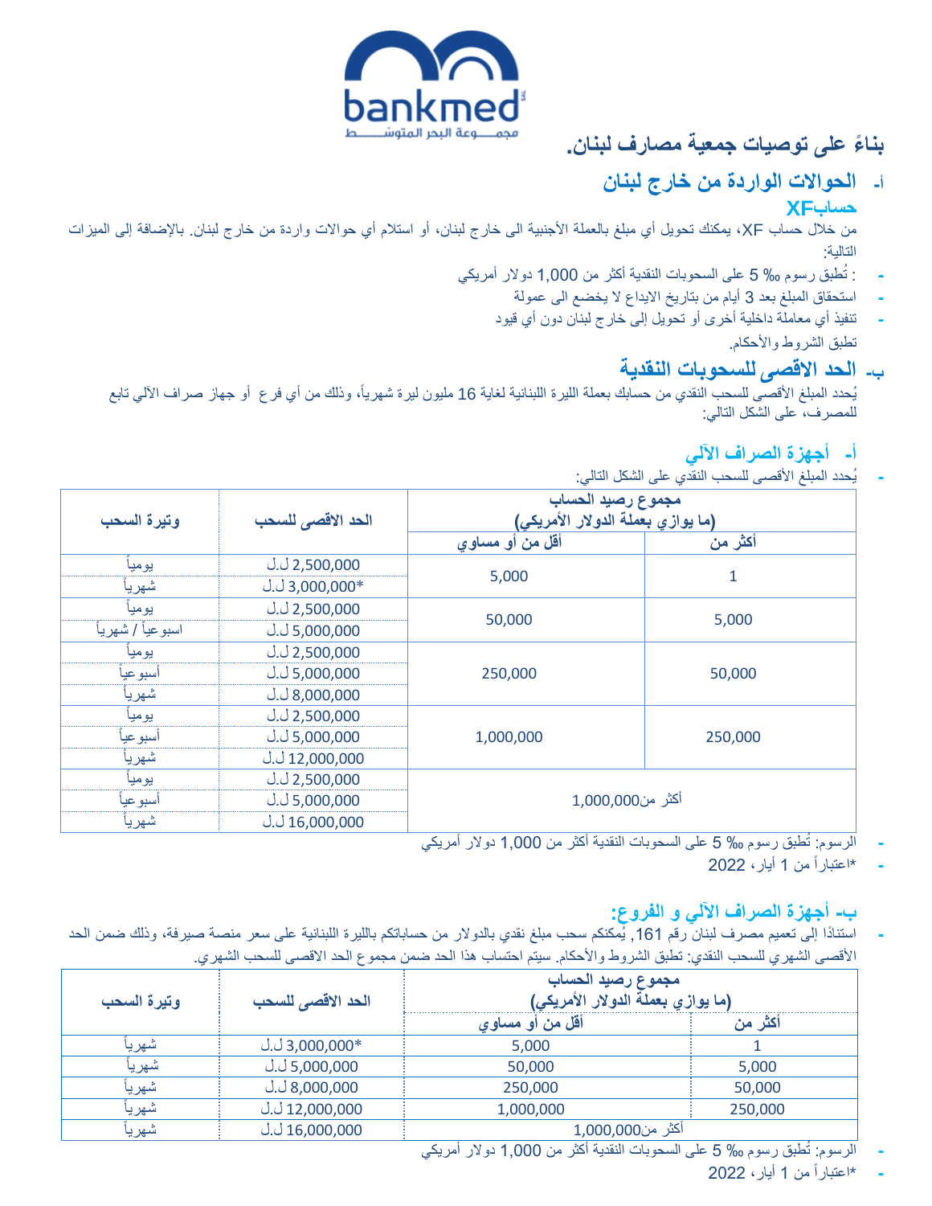bankmed
مجمـــوعة البحر المتوسـط

## بناءً على توصيات جمعية مصارف لبنان.

## أ- الحوالات الواردة من خارج لبنان

### حسابXF

من خلال حساب XF، يمكنك تحويل أي مبلغ بالعملة الأجنبية الى خارج لبنان، أو استلام أي حوالات واردة من خارج لبنان. بالإضافة إلى الميزات التالية:

- : تُطبق رسوم 5 ‰ على السحوبات النقدية أكثر من 1,000 دولار أمريكي
- استحقاق المبلغ بعد 3 أيام من بتاريخ الايداع لا يخضع الى عمولة
- تنفيذ أي معاملة داخلية أخرى أو تحويل إلى خارج لبنان دون أي قيود

تطبق الشروط والأحكام.

## ب- الحد الاقصى للسحوبات النقدية

يُحدد المبلغ الأقصى للسحب النقدي من حسابك بعملة الليرة اللبنانية لغاية 16 مليون ليرة شهرياً، وذلك من أي فرع أو جهاز صراف الآلي تابع للمصرف، على الشكل التالي:

### أ- أجهزة الصراف الآلي

- يُحدد المبلغ الأقصى للسحب النقدي على الشكل التالي:

| مجموع رصيد الحساب (ما يوازي بعملة الدولار الأمريكي) | | الحد الاقصى للسحب | وتيرة السحب |
|---|---|---|---|
| أكثر من | أقل من أو مساوي | | |
| 1 | 5,000 | 2,500,000 ل.ل | يومياً |
| | | *3,000,000 ل.ل | شهرياً |
| 5,000 | 50,000 | 2,500,000 ل.ل | يومياً |
| | | 5,000,000 ل.ل | اسبوعياً / شهرياً |
| 50,000 | 250,000 | 2,500,000 ل.ل | يومياً |
| | | 5,000,000 ل.ل | أسبوعياً |
| | | 8,000,000 ل.ل | شهرياً |
| 250,000 | 1,000,000 | 2,500,000 ل.ل | يومياً |
| | | 5,000,000 ل.ل | أسبوعياً |
| | | 12,000,000 ل.ل | شهرياً |
| أكثر من1,000,000 | | 2,500,000 ل.ل | يومياً |
| | | 5,000,000 ل.ل | أسبوعياً |
| | | 16,000,000 ل.ل | شهرياً |

- الرسوم: تُطبق رسوم 5 ‰ على السحوبات النقدية أكثر من 1,000 دولار أمريكي
- *اعتباراً من 1 أيار، 2022

### ب- أجهزة الصراف الآلي و الفروع:

- استناداً إلى تعميم مصرف لبنان رقم 161, يُمكنكم سحب مبلغ نقدي بالدولار من حساباتكم بالليرة اللبنانية على سعر منصة صيرفة، وذلك ضمن الحد الأقصى الشهري للسحب النقدي: تطبق الشروط والأحكام. سيتم احتساب هذا الحد ضمن مجموع الحد الاقصى للسحب الشهري.

| مجموع رصيد الحساب (ما يوازي بعملة الدولار الأمريكي) | | الحد الاقصى للسحب | وتيرة السحب |
|---|---|---|---|
| أكثر من | أقل من أو مساوي | | |
| 1 | 5,000 | *3,000,000 ل.ل | شهرياً |
| 5,000 | 50,000 | 5,000,000 ل.ل | شهرياً |
| 50,000 | 250,000 | 8,000,000 ل.ل | شهرياً |
| 250,000 | 1,000,000 | 12,000,000 ل.ل | شهرياً |
| أكثر من1,000,000 | | 16,000,000 ل.ل | شهرياً |

- الرسوم: تُطبق رسوم 5 ‰ على السحوبات النقدية أكثر من 1,000 دولار أمريكي
- *اعتباراً من 1 أيار، 2022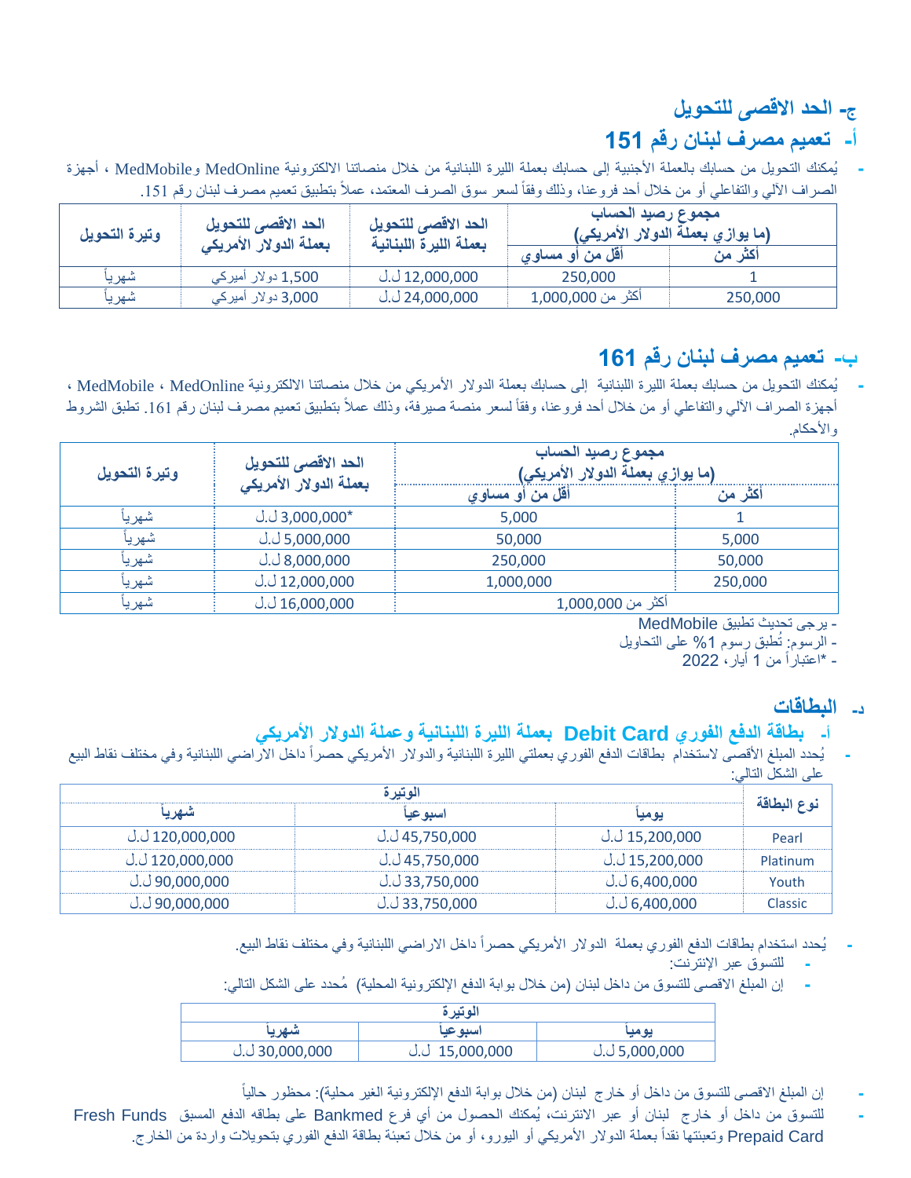## ج- الحد الاقصى للتحويل

### أ- تعميم مصرف لبنان رقم 151

- يُمكنك التحويل من حسابك بالعملة الأجنبية إلى حسابك بعملة الليرة اللبنانية من خلال منصاتنا الالكترونية MedOnline وMedMobile ، أجهزة الصراف الآلي والتفاعلي أو من خلال أحد فروعنا، وذلك وفقاً لسعر سوق الصرف المعتمد، عملاً بتطبيق تعميم مصرف لبنان رقم 151.

| مجموع رصيد الحساب (ما يوازي بعملة الدولار الأمريكي) | | الحد الاقصى للتحويل بعملة الليرة اللبنانية | الحد الاقصى للتحويل بعملة الدولار الأمريكي | وتيرة التحويل |
|---|---|---|---|---|
| أكثر من | أقل من أو مساوي | | | |
| 1 | 250,000 | 12,000,000 ل.ل | 1,500 دولار أميركي | شهرياً |
| 250,000 | أكثر من 1,000,000 | 24,000,000 ل.ل | 3,000 دولار أميركي | شهرياً |

### ب- تعميم مصرف لبنان رقم 161

- يُمكنك التحويل من حسابك بعملة الليرة اللبنانية إلى حسابك بعملة الدولار الأمريكي من خلال منصاتنا الالكترونية MedOnline ، MedMobile ، أجهزة الصراف الآلي والتفاعلي أو من خلال أحد فروعنا، وفقاً لسعر منصة صيرفة، وذلك عملاً بتطبيق تعميم مصرف لبنان رقم 161. تطبق الشروط والأحكام.

| مجموع رصيد الحساب (ما يوازي بعملة الدولار الأمريكي) | | الحد الاقصى للتحويل بعملة الدولار الأمريكي | وتيرة التحويل |
|---|---|---|---|
| أكثر من | أقل من أو مساوي | | |
| 1 | 5,000 | *3,000,000 ل.ل | شهرياً |
| 5,000 | 50,000 | 5,000,000 ل.ل | شهرياً |
| 50,000 | 250,000 | 8,000,000 ل.ل | شهرياً |
| 250,000 | 1,000,000 | 12,000,000 ل.ل | شهرياً |
| أكثر من 1,000,000 | | 16,000,000 ل.ل | شهرياً |

- يرجى تحديث تطبيق MedMobile
- الرسوم: تُطبق رسوم 1% على التحاويل
- *اعتباراً من 1 أيار، 2022

## د- البطاقات

### أ- بطاقة الدفع الفوري Debit Card بعملة الليرة اللبنانية وعملة الدولار الأمريكي

- يُحدد المبلغ الأقصى لاستخدام بطاقات الدفع الفوري بعملتي الليرة اللبنانية والدولار الأمريكي حصراً داخل الاراضي اللبنانية وفي مختلف نقاط البيع على الشكل التالي:

| نوع البطاقة | الوتيرة | | |
|---|---|---|---|
| | يومياً | اسبوعياً | شهرياً |
| Pearl | 15,200,000 ل.ل | 45,750,000 ل.ل | 120,000,000 ل.ل |
| Platinum | 15,200,000 ل.ل | 45,750,000 ل.ل | 120,000,000 ل.ل |
| Youth | 6,400,000 ل.ل | 33,750,000 ل.ل | 90,000,000 ل.ل |
| Classic | 6,400,000 ل.ل | 33,750,000 ل.ل | 90,000,000 ل.ل |

- يُحدد استخدام بطاقات الدفع الفوري بعملة الدولار الأمريكي حصراً داخل الاراضي اللبنانية وفي مختلف نقاط البيع.
  - للتسوق عبر الإنترنت:
  - إن المبلغ الاقصى للتسوق من داخل لبنان (من خلال بوابة الدفع الإلكترونية المحلية) مُحدد على الشكل التالي:

| الوتيرة | | |
|---|---|---|
| يومياً | اسبوعياً | شهرياً |
| 5,000,000 ل.ل | 15,000,000 ل.ل | 30,000,000 ل.ل |

- إن المبلغ الاقصى للتسوق من داخل أو خارج لبنان (من خلال بوابة الدفع الإلكترونية الغير محلية): محظور حالياً
- للتسوق من داخل أو خارج لبنان أو عبر الانترنت، يُمكنك الحصول من أي فرع Bankmed على بطاقه الدفع المسبق Fresh Funds Prepaid Card وتعبئتها نقداً بعملة الدولار الأمريكي أو اليورو، أو من خلال تعبئة بطاقة الدفع الفوري بتحويلات واردة من الخارج.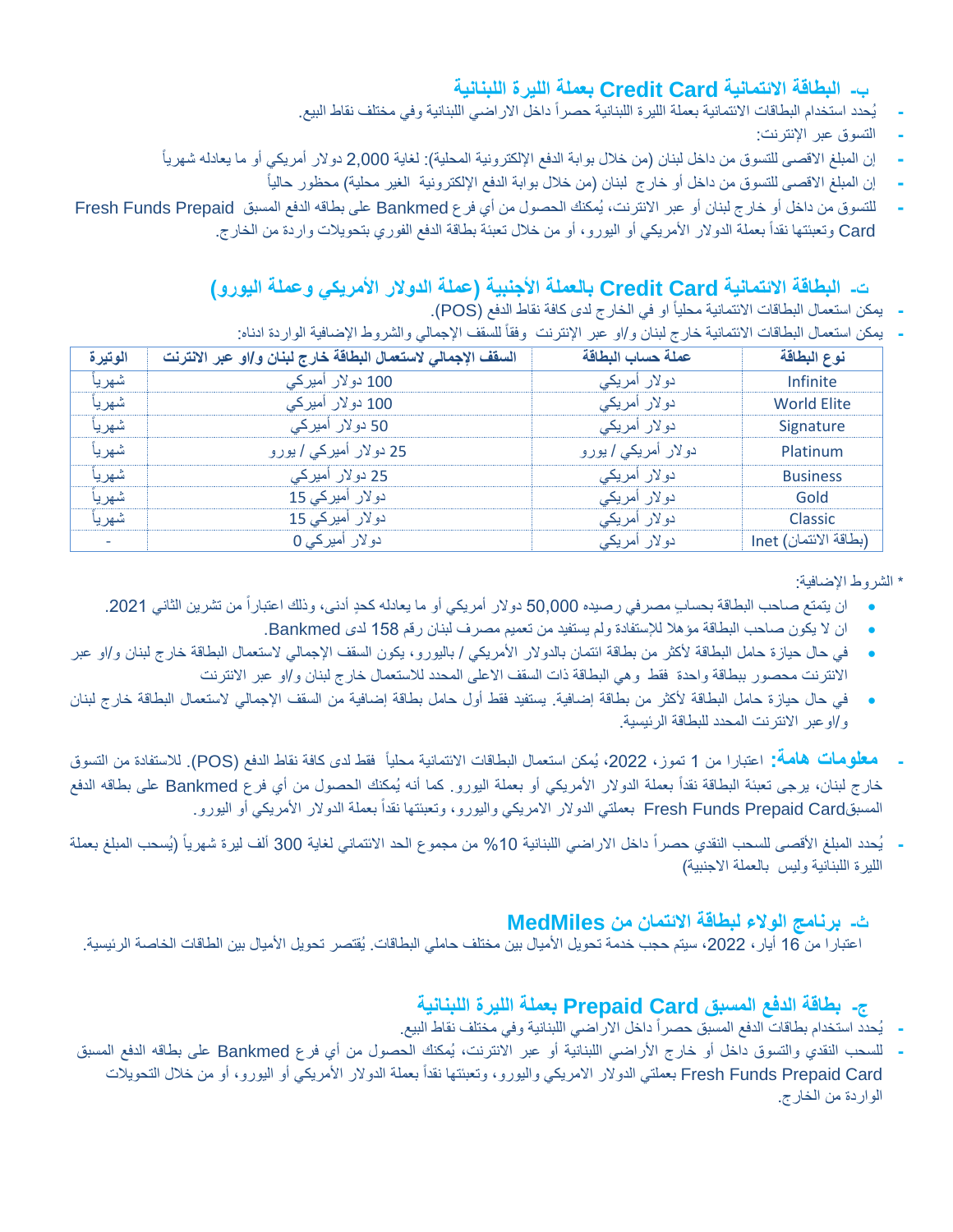### ب- البطاقة الائتمانية Credit Card بعملة الليرة اللبنانية

- يُحدد استخدام البطاقات الائتمانية بعملة الليرة اللبنانية حصراً داخل الاراضي اللبنانية وفي مختلف نقاط البيع.
- التسوق عبر الإنترنت:
- إن المبلغ الاقصى للتسوق من داخل لبنان (من خلال بوابة الدفع الإلكترونية المحلية): لغاية 2,000 دولار أمريكي أو ما يعادله شهرياً
- إن المبلغ الاقصى للتسوق من داخل أو خارج لبنان (من خلال بوابة الدفع الإلكترونية الغير محلية) محظور حالياً
- للتسوق من داخل أو خارج لبنان أو عبر الانترنت، يُمكنك الحصول من أي فرع Bankmed على بطاقه الدفع المسبق Fresh Funds Prepaid Card وتعبئتها نقداً بعملة الدولار الأمريكي أو اليورو، أو من خلال تعبئة بطاقة الدفع الفوري بتحويلات واردة من الخارج.

### ت- البطاقة الائتمانية Credit Card بالعملة الأجنبية (عملة الدولار الأمريكي وعملة اليورو)

- يمكن استعمال البطاقات الائتمانية محلياً او في الخارج لدى كافة نقاط الدفع (POS).
- يمكن استعمال البطاقات الائتمانية خارج لبنان و/او عبر الإنترنت وفقاً للسقف الإجمالي والشروط الإضافية الواردة ادناه:

| نوع البطاقة | عملة حساب البطاقة | السقف الإجمالي لاستعمال البطاقة خارج لبنان و/او عبر الانترنت | الوتيرة |
|---|---|---|---|
| Infinite | دولار أمريكي | 100 دولار أميركي | شهرياً |
| World Elite | دولار أمريكي | 100 دولار أميركي | شهرياً |
| Signature | دولار أمريكي | 50 دولار أميركي | شهرياً |
| Platinum | دولار أمريكي / يورو | 25 دولار أميركي / يورو | شهرياً |
| Business | دولار أمريكي | 25 دولار أميركي | شهرياً |
| Gold | دولار أمريكي | 15 دولار أميركي | شهرياً |
| Classic | دولار أمريكي | 15 دولار أميركي | شهرياً |
| Inet (بطاقة الائتمان) | دولار أمريكي | 0 دولار أميركي | - |

* الشروط الإضافية:

- ان يتمتع صاحب البطاقة بحسابٍ مصرفي رصيده 50,000 دولار أمريكي أو ما يعادله كحدٍ أدنى، وذلك اعتباراً من تشرين الثاني 2021.
- ان لا يكون صاحب البطاقة مؤهلا للإستفادة ولم يستفيد من تعميم مصرف لبنان رقم 158 لدى Bankmed.
- في حال حيازة حامل البطاقة لأكثر من بطاقة ائتمان بالدولار الأمريكي / باليورو، يكون السقف الإجمالي لاستعمال البطاقة خارج لبنان و/او عبر الانترنت محصور ببطاقة واحدة فقط وهي البطاقة ذات السقف الاعلى المحدد للاستعمال خارج لبنان و/او عبر الانترنت
- في حال حيازة حامل البطاقة لأكثر من بطاقة إضافية. يستفيد فقط أول حامل بطاقة إضافية من السقف الإجمالي لاستعمال البطاقة خارج لبنان و/اوعبر الانترنت المحدد للبطاقة الرئيسية.

- **معلومات هامة:** اعتبارا من 1 تموز، 2022، يُمكن استعمال البطاقات الائتمانية محلياً فقط لدى كافة نقاط الدفع (POS). للاستفادة من التسوق خارج لبنان، يرجى تعبئة البطاقة نقداً بعملة الدولار الأمريكي أو بعملة اليورو. كما أنه يُمكنك الحصول من أي فرع Bankmed على بطاقه الدفع المسبقFresh Funds Prepaid Card بعملتي الدولار الامريكي واليورو، وتعبئتها نقداً بعملة الدولار الأمريكي أو اليورو.
- يُحدد المبلغ الأقصى للسحب النقدي حصراً داخل الاراضي اللبنانية 10% من مجموع الحد الائتماني لغاية 300 ألف ليرة شهرياً (يُسحب المبلغ بعملة الليرة اللبنانية وليس بالعملة الاجنبية)

### ث- برنامج الولاء لبطاقة الائتمان من MedMiles

اعتبارا من 16 أيار، 2022، سيتم حجب خدمة تحويل الأميال بين مختلف حاملي البطاقات. يُقتصر تحويل الأميال بين الطاقات الخاصة الرئيسية.

### ج- بطاقة الدفع المسبق Prepaid Card بعملة الليرة اللبنانية

- يُحدد استخدام بطاقات الدفع المسبق حصراً داخل الاراضي اللبنانية وفي مختلف نقاط البيع.
- للسحب النقدي والتسوق داخل أو خارج الأراضي اللبنانية أو عبر الانترنت، يُمكنك الحصول من أي فرع Bankmed على بطاقه الدفع المسبق Fresh Funds Prepaid Card بعملتي الدولار الامريكي واليورو، وتعبئتها نقداً بعملة الدولار الأمريكي أو اليورو، أو من خلال التحويلات الواردة من الخارج.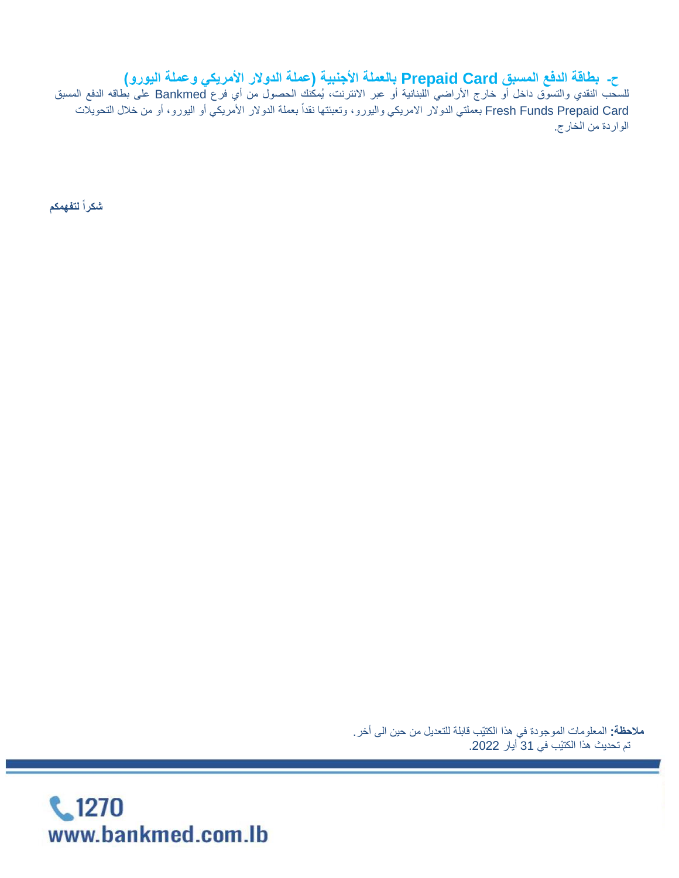## ح- بطاقة الدفع المسبق Prepaid Card بالعملة الأجنبية (عملة الدولار الأمريكي وعملة اليورو)

للسحب النقدي والتسوق داخل أو خارج الأراضي اللبنانية أو عبر الانترنت، يُمكنك الحصول من أي فرع Bankmed على بطاقه الدفع المسبق Fresh Funds Prepaid Card بعملتي الدولار الامريكي واليورو، وتعبئتها نقداً بعملة الدولار الأمريكي أو اليورو، أو من خلال التحويلات الواردة من الخارج.

**شكراً لتفهمكم**

**ملاحظة:** المعلومات الموجودة في هذا الكتيّب قابلة للتعديل من حين الى أخر.
تم تحديث هذا الكتيّب في 31 أيار 2022.

1270
www.bankmed.com.lb